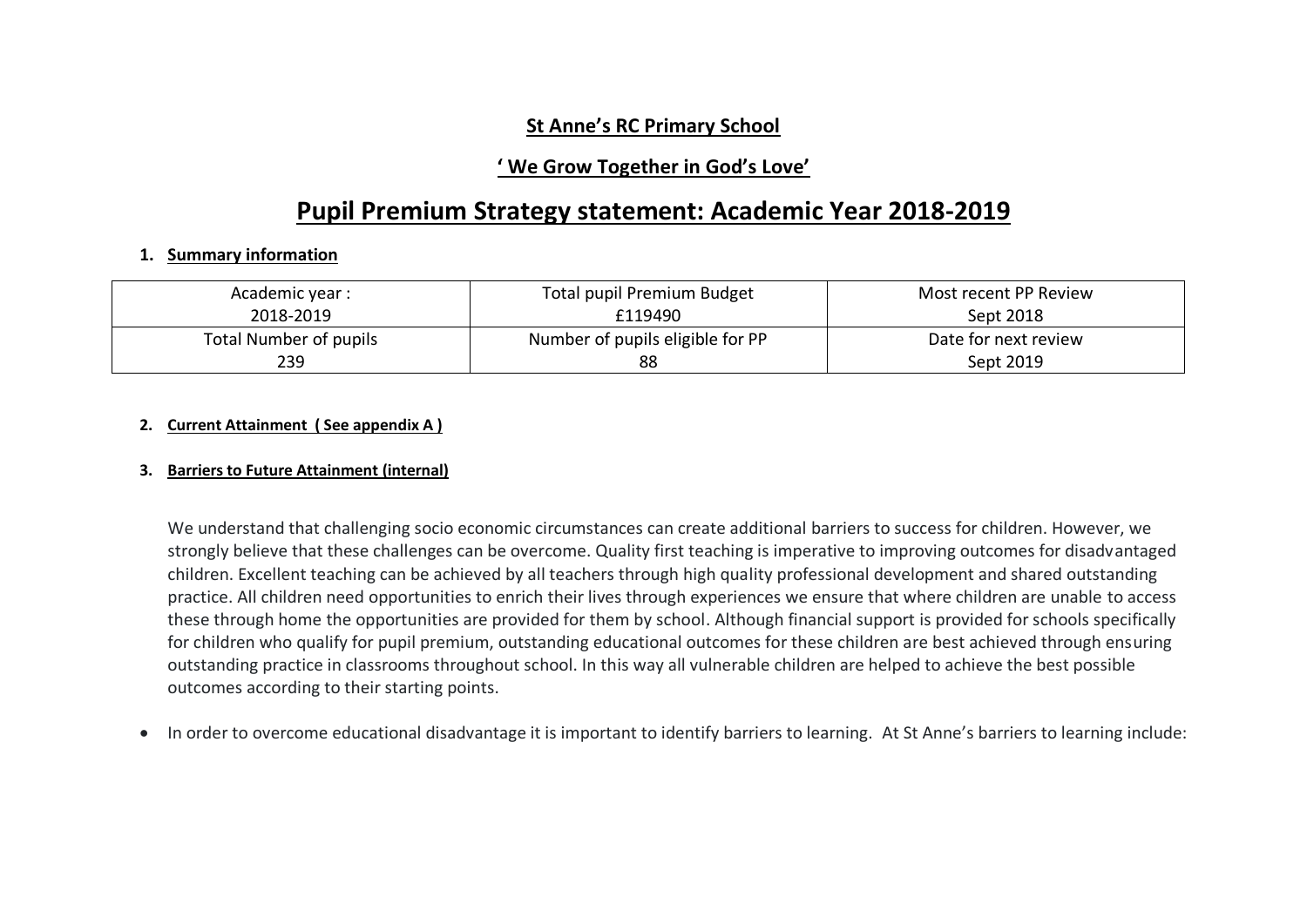## St Anne's RC Primary School

### ' We Grow Together in God's Love'

# Pupil Premium Strategy statement: Academic Year 2018-2019

1. **Summary information**

| Academic year :<br>2018-2019 | Total pupil Premium Budget<br>£119490 | Most recent PP Review<br>Sept 2018 |
|---|---|---|
| Total Number of pupils<br>239 | Number of pupils eligible for PP<br>88 | Date for next review<br>Sept 2019 |

2. **Current Attainment ( See appendix A )**

3. **Barriers to Future Attainment (internal)**

We understand that challenging socio economic circumstances can create additional barriers to success for children. However, we strongly believe that these challenges can be overcome. Quality first teaching is imperative to improving outcomes for disadvantaged children. Excellent teaching can be achieved by all teachers through high quality professional development and shared outstanding practice. All children need opportunities to enrich their lives through experiences we ensure that where children are unable to access these through home the opportunities are provided for them by school. Although financial support is provided for schools specifically for children who qualify for pupil premium, outstanding educational outcomes for these children are best achieved through ensuring outstanding practice in classrooms throughout school. In this way all vulnerable children are helped to achieve the best possible outcomes according to their starting points.

- In order to overcome educational disadvantage it is important to identify barriers to learning. At St Anne's barriers to learning include: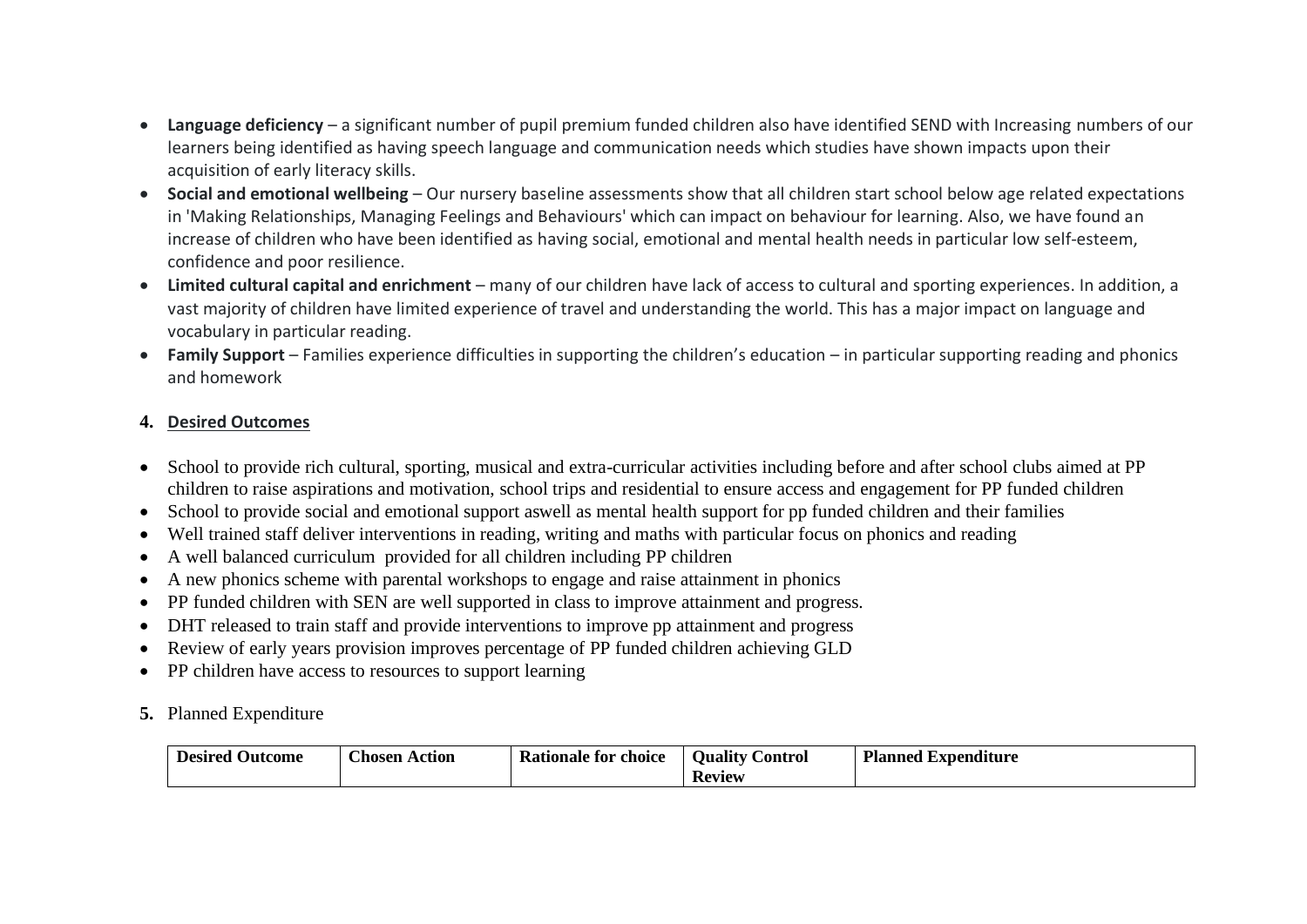- **Language deficiency** – a significant number of pupil premium funded children also have identified SEND with Increasing numbers of our learners being identified as having speech language and communication needs which studies have shown impacts upon their acquisition of early literacy skills.
- **Social and emotional wellbeing** – Our nursery baseline assessments show that all children start school below age related expectations in 'Making Relationships, Managing Feelings and Behaviours' which can impact on behaviour for learning. Also, we have found an increase of children who have been identified as having social, emotional and mental health needs in particular low self-esteem, confidence and poor resilience.
- **Limited cultural capital and enrichment** – many of our children have lack of access to cultural and sporting experiences. In addition, a vast majority of children have limited experience of travel and understanding the world. This has a major impact on language and vocabulary in particular reading.
- **Family Support** – Families experience difficulties in supporting the children's education – in particular supporting reading and phonics and homework

## 4. Desired Outcomes

- School to provide rich cultural, sporting, musical and extra-curricular activities including before and after school clubs aimed at PP children to raise aspirations and motivation, school trips and residential to ensure access and engagement for PP funded children
- School to provide social and emotional support aswell as mental health support for pp funded children and their families
- Well trained staff deliver interventions in reading, writing and maths with particular focus on phonics and reading
- A well balanced curriculum provided for all children including PP children
- A new phonics scheme with parental workshops to engage and raise attainment in phonics
- PP funded children with SEN are well supported in class to improve attainment and progress.
- DHT released to train staff and provide interventions to improve pp attainment and progress
- Review of early years provision improves percentage of PP funded children achieving GLD
- PP children have access to resources to support learning

## 5. Planned Expenditure

| Desired Outcome | Chosen Action | Rationale for choice | Quality Control Review | Planned Expenditure |
|---|---|---|---|---|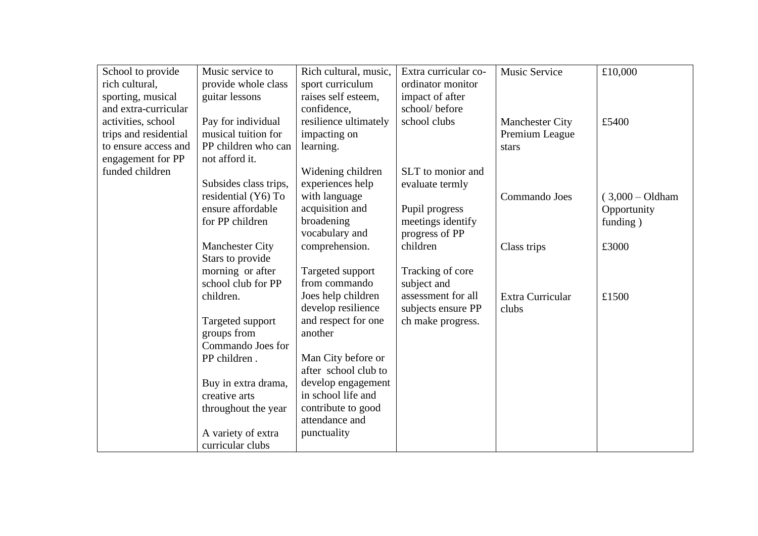| | | | | | |
|---|---|---|---|---|---|
| School to provide rich cultural, sporting, musical and extra-curricular activities, school trips and residential to ensure access and engagement for PP funded children | Music service to provide whole class guitar lessons<br><br>Pay for individual musical tuition for PP children who can not afford it.<br><br>Subsides class trips, residential (Y6) To ensure affordable for PP children<br><br>Manchester City Stars to provide morning or after school club for PP children.<br><br>Targeted support groups from Commando Joes for PP children .<br><br>Buy in extra drama, creative arts throughout the year<br><br>A variety of extra curricular clubs | Rich cultural, music, sport curriculum raises self esteem, confidence, resilience ultimately impacting on learning.<br><br>Widening children experiences help with language acquisition and broadening vocabulary and comprehension.<br><br>Targeted support from commando Joes help children develop resilience and respect for one another<br><br>Man City before or after school club to develop engagement in school life and contribute to good attendance and punctuality | Extra curricular co-ordinator monitor impact of after school/ before school clubs<br><br>SLT to monior and evaluate termly<br><br>Pupil progress meetings identify progress of PP children<br><br>Tracking of core subject and assessment for all subjects ensure PP ch make progress. | Music Service<br><br>Manchester City Premium League stars<br><br>Commando Joes<br><br>Class trips<br><br>Extra Curricular clubs | £10,000<br><br>£5400<br><br>( 3,000 – Oldham Opportunity funding )<br><br>£3000<br><br>£1500 |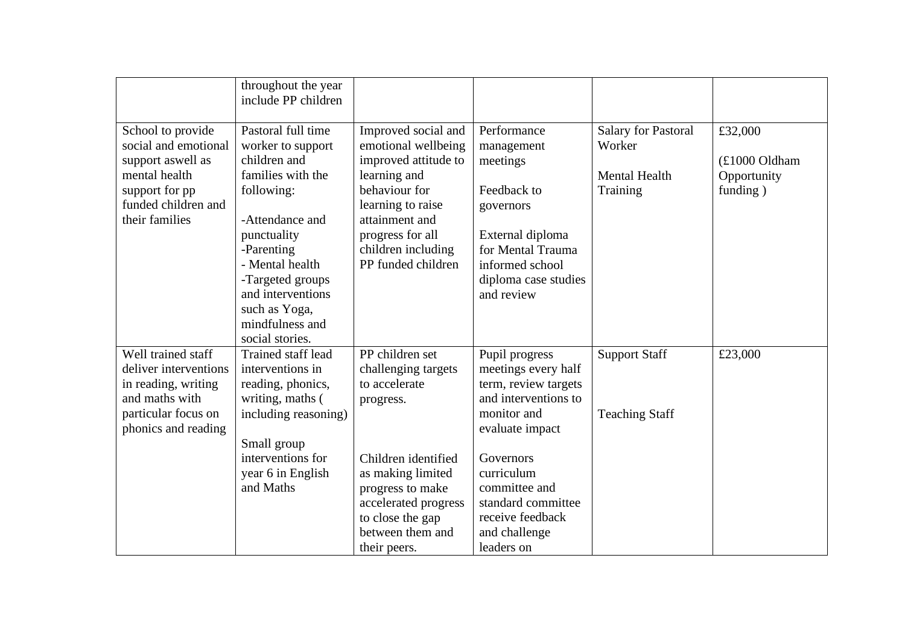| | | | | | |
|---|---|---|---|---|---|
| | throughout the year include PP children | | | | |
| School to provide social and emotional support aswell as mental health support for pp funded children and their families | Pastoral full time worker to support children and families with the following:<br><br>-Attendance and punctuality<br>-Parenting<br>- Mental health<br>-Targeted groups and interventions such as Yoga, mindfulness and social stories. | Improved social and emotional wellbeing improved attitude to learning and behaviour for learning to raise attainment and progress for all children including PP funded children | Performance management meetings<br><br>Feedback to governors<br><br>External diploma for Mental Trauma informed school diploma case studies and review | Salary for Pastoral Worker<br><br>Mental Health Training | £32,000<br><br>(£1000 Oldham Opportunity funding ) |
| Well trained staff deliver interventions in reading, writing and maths with particular focus on phonics and reading | Trained staff lead interventions in reading, phonics, writing, maths ( including reasoning)<br><br>Small group interventions for year 6 in English and Maths | PP children set challenging targets to accelerate progress.<br><br>Children identified as making limited progress to make accelerated progress to close the gap between them and their peers. | Pupil progress meetings every half term, review targets and interventions to monitor and evaluate impact<br><br>Governors curriculum committee and standard committee receive feedback and challenge leaders on | Support Staff<br><br>Teaching Staff | £23,000 |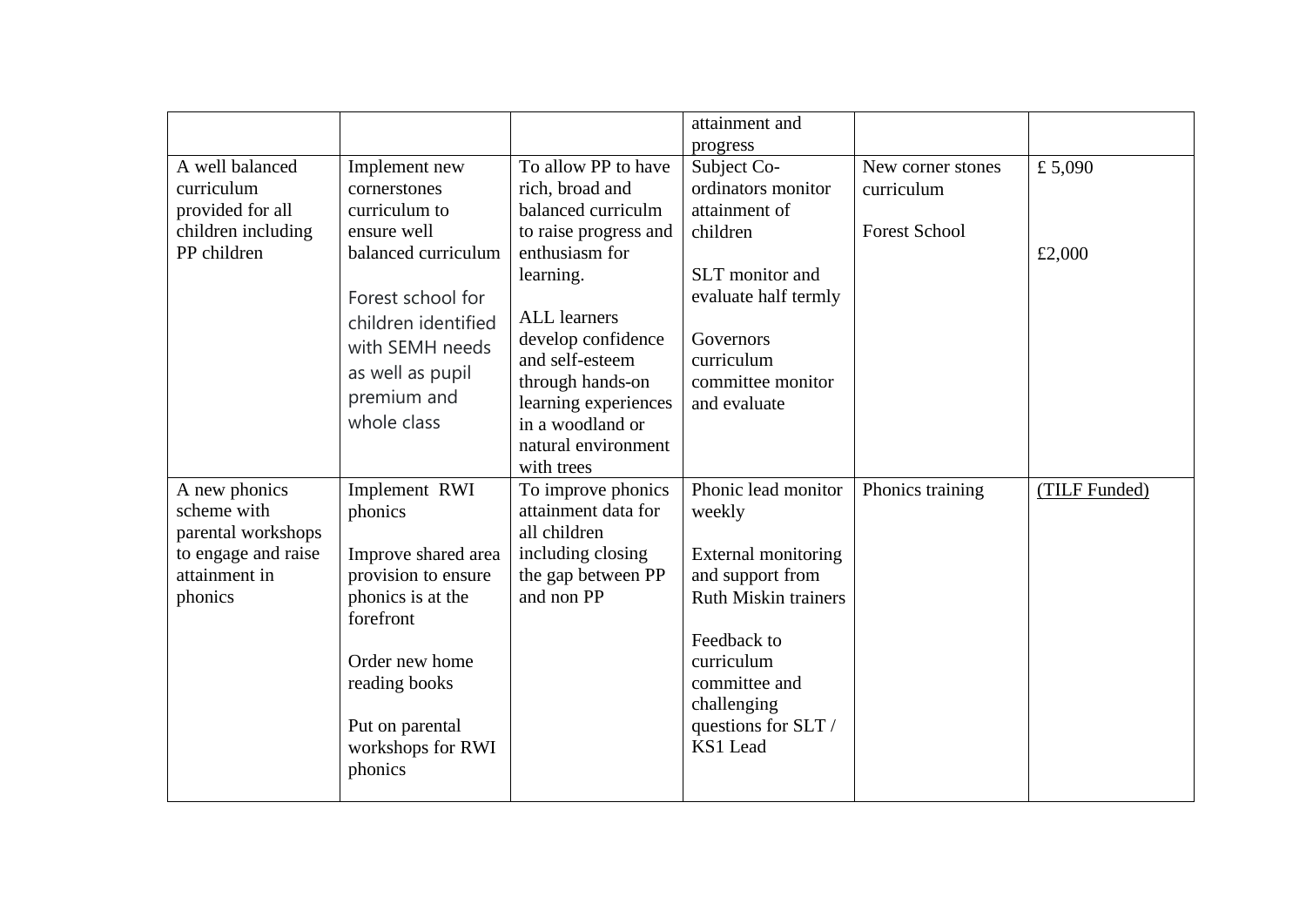| | | | attainment and progress | | |
|---|---|---|---|---|---|
| A well balanced curriculum provided for all children including PP children | Implement new cornerstones curriculum to ensure well balanced curriculum<br><br>Forest school for children identified with SEMH needs as well as pupil premium and whole class | To allow PP to have rich, broad and balanced curriculm to raise progress and enthusiasm for learning.<br><br>ALL learners develop confidence and self-esteem through hands-on learning experiences in a woodland or natural environment with trees | Subject Co-ordinators monitor attainment of children<br><br>SLT monitor and evaluate half termly<br><br>Governors curriculum committee monitor and evaluate | New corner stones curriculum<br><br>Forest School | £ 5,090<br><br>£2,000 |
| A new phonics scheme with parental workshops to engage and raise attainment in phonics | Implement RWI phonics<br><br>Improve shared area provision to ensure phonics is at the forefront<br><br>Order new home reading books<br><br>Put on parental workshops for RWI phonics | To improve phonics attainment data for all children including closing the gap between PP and non PP | Phonic lead monitor weekly<br><br>External monitoring and support from Ruth Miskin trainers<br><br>Feedback to curriculum committee and challenging questions for SLT / KS1 Lead | Phonics training | (TILF Funded) |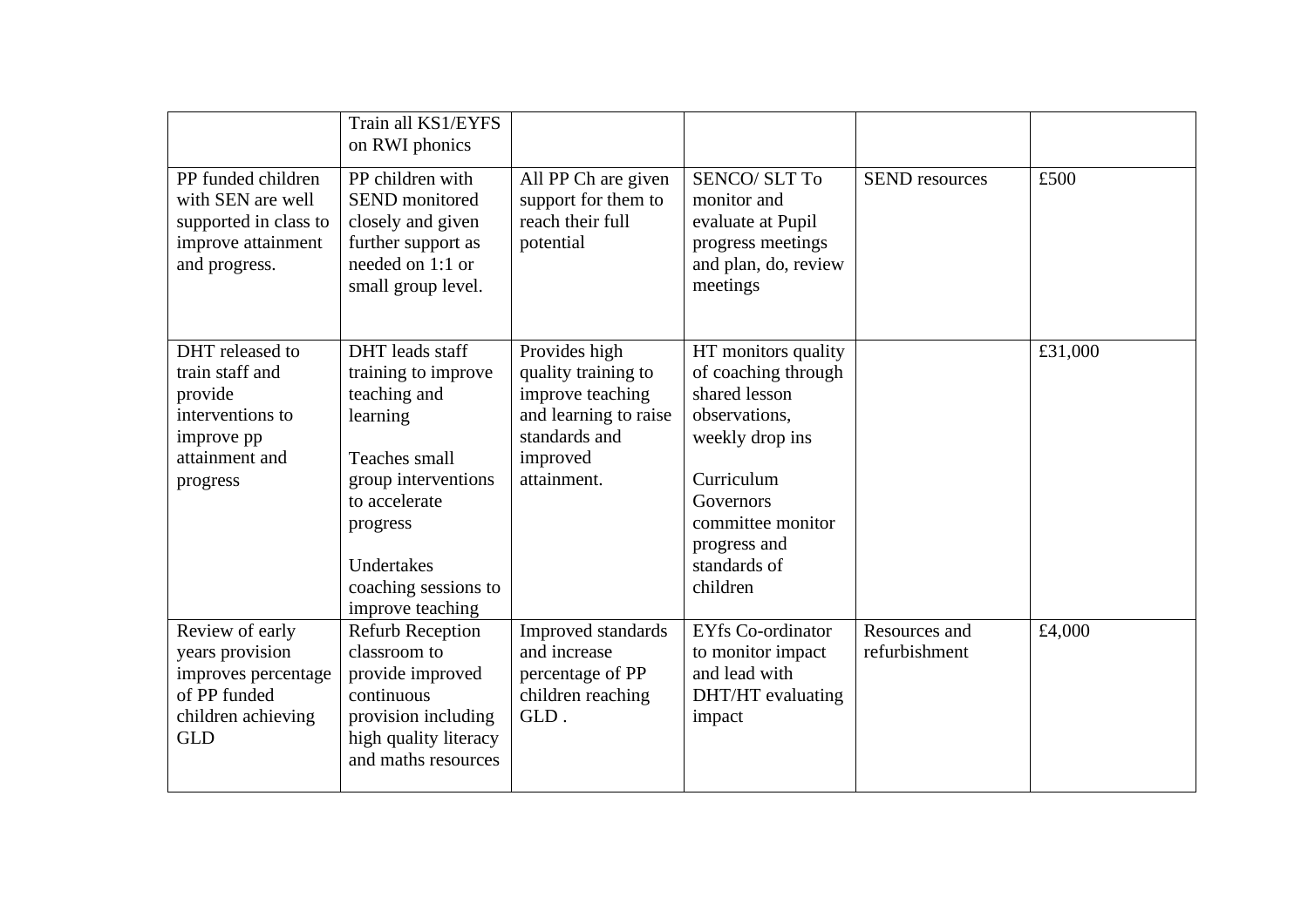| | | | | | |
|---|---|---|---|---|---|
| | Train all KS1/EYFS on RWI phonics | | | | |
| PP funded children with SEN are well supported in class to improve attainment and progress. | PP children with SEND monitored closely and given further support as needed on 1:1 or small group level. | All PP Ch are given support for them to reach their full potential | SENCO/ SLT To monitor and evaluate at Pupil progress meetings and plan, do, review meetings | SEND resources | £500 |
| DHT released to train staff and provide interventions to improve pp attainment and progress | DHT leads staff training to improve teaching and learning<br><br>Teaches small group interventions to accelerate progress<br><br>Undertakes coaching sessions to improve teaching | Provides high quality training to improve teaching and learning to raise standards and improved attainment. | HT monitors quality of coaching through shared lesson observations, weekly drop ins<br><br>Curriculum Governors committee monitor progress and standards of children | | £31,000 |
| Review of early years provision improves percentage of PP funded children achieving GLD | Refurb Reception classroom to provide improved continuous provision including high quality literacy and maths resources | Improved standards and increase percentage of PP children reaching GLD . | EYfs Co-ordinator to monitor impact and lead with DHT/HT evaluating impact | Resources and refurbishment | £4,000 |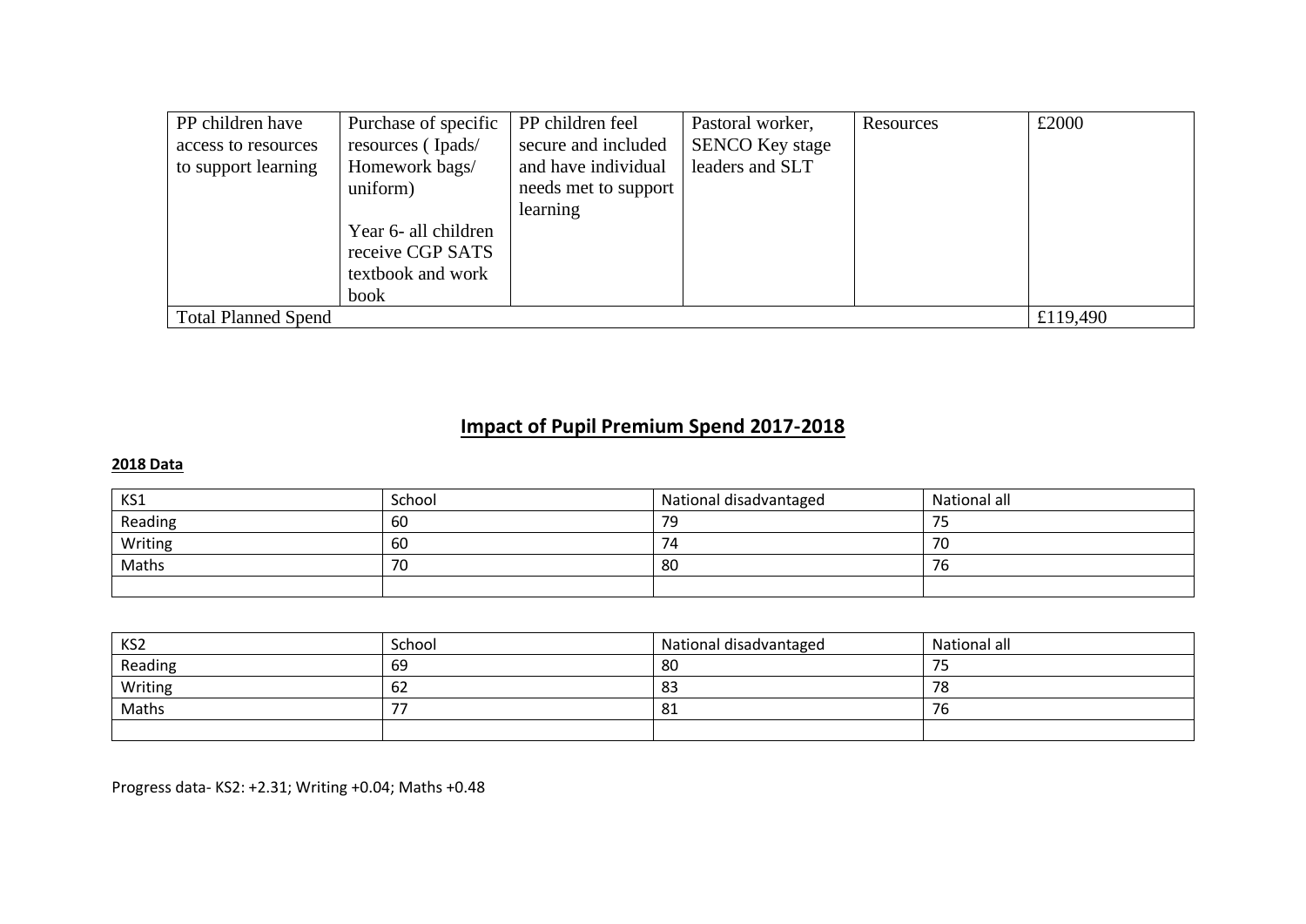| PP children have access to resources to support learning | Purchase of specific resources ( Ipads/ Homework bags/ uniform)<br><br>Year 6- all children receive CGP SATS textbook and work book | PP children feel secure and included and have individual needs met to support learning | Pastoral worker, SENCO Key stage leaders and SLT | Resources | £2000 |
|---|---|---|---|---|---|
| Total Planned Spend | | | | | £119,490 |

# Impact of Pupil Premium Spend 2017-2018

**2018 Data**

| KS1 | School | National disadvantaged | National all |
|---|---|---|---|
| Reading | 60 | 79 | 75 |
| Writing | 60 | 74 | 70 |
| Maths | 70 | 80 | 76 |
| | | | |

| KS2 | School | National disadvantaged | National all |
|---|---|---|---|
| Reading | 69 | 80 | 75 |
| Writing | 62 | 83 | 78 |
| Maths | 77 | 81 | 76 |
| | | | |

Progress data- KS2: +2.31; Writing +0.04; Maths +0.48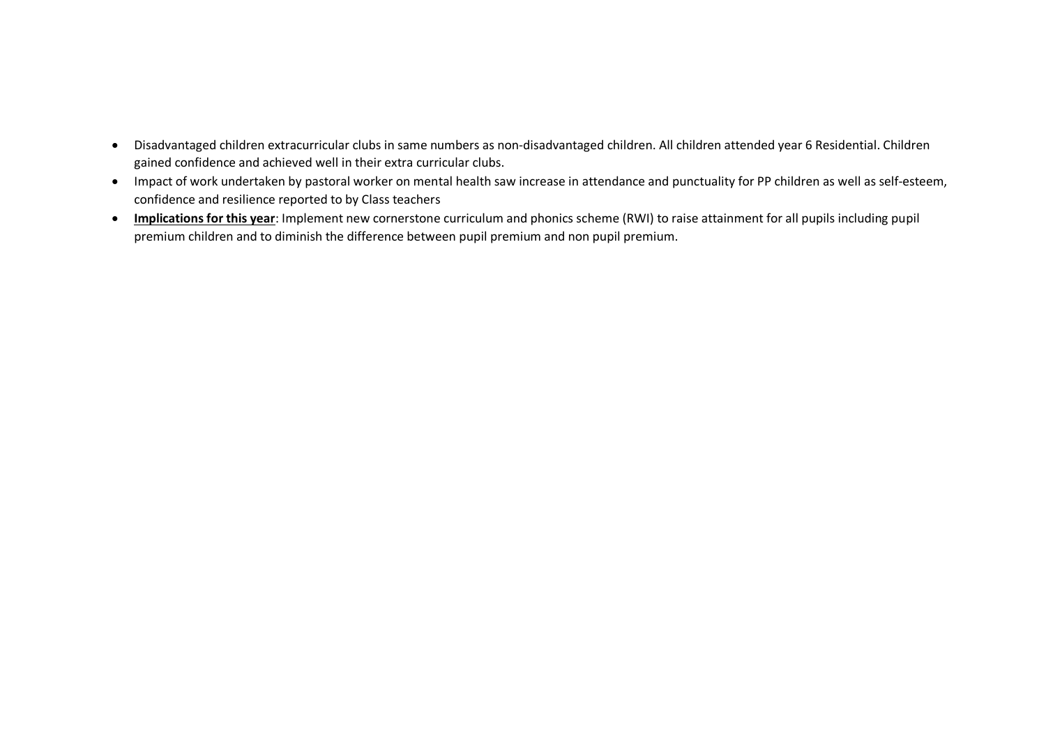- Disadvantaged children extracurricular clubs in same numbers as non-disadvantaged children. All children attended year 6 Residential. Children gained confidence and achieved well in their extra curricular clubs.
- Impact of work undertaken by pastoral worker on mental health saw increase in attendance and punctuality for PP children as well as self-esteem, confidence and resilience reported to by Class teachers
- **<u>Implications for this year</u>**: Implement new cornerstone curriculum and phonics scheme (RWI) to raise attainment for all pupils including pupil premium children and to diminish the difference between pupil premium and non pupil premium.